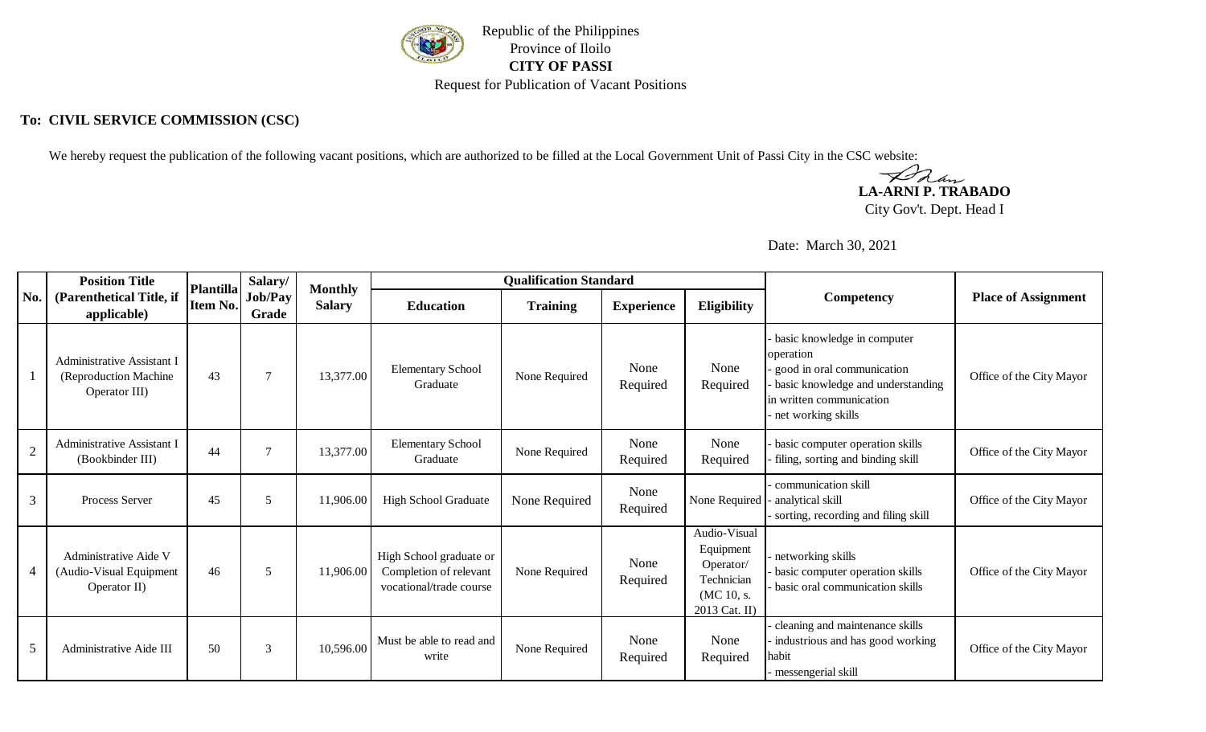Republic of the Philippines
Province of Iloilo
**CITY OF PASSI**
Request for Publication of Vacant Positions

**To: CIVIL SERVICE COMMISSION (CSC)**

We hereby request the publication of the following vacant positions, which are authorized to be filled at the Local Government Unit of Passi City in the CSC website:

**LA-ARNI P. TRABADO**
City Gov't. Dept. Head I

Date: March 30, 2021

| No. | Position Title (Parenthetical Title, if applicable) | Plantilla Item No. | Salary/ Job/Pay Grade | Monthly Salary | Qualification Standard | | | | Competency | Place of Assignment |
|---|---|---|---|---|---|---|---|---|---|---|
| | | | | | Education | Training | Experience | Eligibility | | |
| 1 | Administrative Assistant I (Reproduction Machine Operator III) | 43 | 7 | 13,377.00 | Elementary School Graduate | None Required | None Required | None Required | - basic knowledge in computer operation<br>- good in oral communication<br>- basic knowledge and understanding in written communication<br>- net working skills | Office of the City Mayor |
| 2 | Administrative Assistant I (Bookbinder III) | 44 | 7 | 13,377.00 | Elementary School Graduate | None Required | None Required | None Required | - basic computer operation skills<br>- filing, sorting and binding skill | Office of the City Mayor |
| 3 | Process Server | 45 | 5 | 11,906.00 | High School Graduate | None Required | None Required | None Required | - communication skill<br>- analytical skill<br>- sorting, recording and filing skill | Office of the City Mayor |
| 4 | Administrative Aide V (Audio-Visual Equipment Operator II) | 46 | 5 | 11,906.00 | High School graduate or Completion of relevant vocational/trade course | None Required | None Required | Audio-Visual Equipment Operator/ Technician (MC 10, s. 2013 Cat. II) | - networking skills<br>- basic computer operation skills<br>- basic oral communication skills | Office of the City Mayor |
| 5 | Administrative Aide III | 50 | 3 | 10,596.00 | Must be able to read and write | None Required | None Required | None Required | - cleaning and maintenance skills<br>- industrious and has good working habit<br>- messengerial skill | Office of the City Mayor |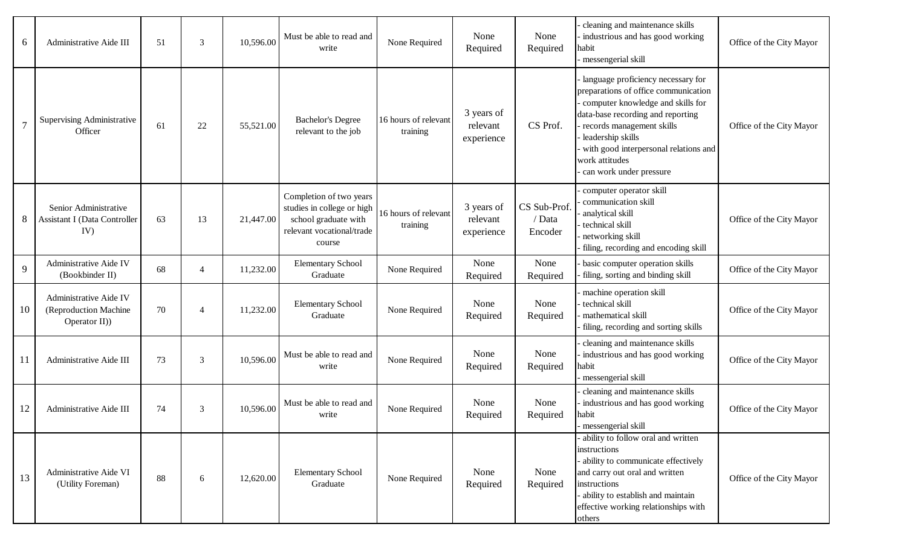| 6 | Administrative Aide III | 51 | 3 | 10,596.00 | Must be able to read and write | None Required | None Required | None Required | - cleaning and maintenance skills<br>- industrious and has good working habit<br>- messengerial skill | Office of the City Mayor |
|---|---|---|---|---|---|---|---|---|---|---|
| 7 | Supervising Administrative Officer | 61 | 22 | 55,521.00 | Bachelor's Degree relevant to the job | 16 hours of relevant training | 3 years of relevant experience | CS Prof. | - language proficiency necessary for preparations of office communication<br>- computer knowledge and skills for data-base recording and reporting<br>- records management skills<br>- leadership skills<br>- with good interpersonal relations and work attitudes<br>- can work under pressure | Office of the City Mayor |
| 8 | Senior Administrative Assistant I (Data Controller IV) | 63 | 13 | 21,447.00 | Completion of two years studies in college or high school graduate with relevant vocational/trade course | 16 hours of relevant training | 3 years of relevant experience | CS Sub-Prof. / Data Encoder | - computer operator skill<br>- communication skill<br>- analytical skill<br>- technical skill<br>- networking skill<br>- filing, recording and encoding skill | Office of the City Mayor |
| 9 | Administrative Aide IV (Bookbinder II) | 68 | 4 | 11,232.00 | Elementary School Graduate | None Required | None Required | None Required | - basic computer operation skills<br>- filing, sorting and binding skill | Office of the City Mayor |
| 10 | Administrative Aide IV (Reproduction Machine Operator II)) | 70 | 4 | 11,232.00 | Elementary School Graduate | None Required | None Required | None Required | - machine operation skill<br>- technical skill<br>- mathematical skill<br>- filing, recording and sorting skills | Office of the City Mayor |
| 11 | Administrative Aide III | 73 | 3 | 10,596.00 | Must be able to read and write | None Required | None Required | None Required | - cleaning and maintenance skills<br>- industrious and has good working habit<br>- messengerial skill | Office of the City Mayor |
| 12 | Administrative Aide III | 74 | 3 | 10,596.00 | Must be able to read and write | None Required | None Required | None Required | - cleaning and maintenance skills<br>- industrious and has good working habit<br>- messengerial skill | Office of the City Mayor |
| 13 | Administrative Aide VI (Utility Foreman) | 88 | 6 | 12,620.00 | Elementary School Graduate | None Required | None Required | None Required | - ability to follow oral and written instructions<br>- ability to communicate effectively and carry out oral and written instructions<br>- ability to establish and maintain effective working relationships with others | Office of the City Mayor |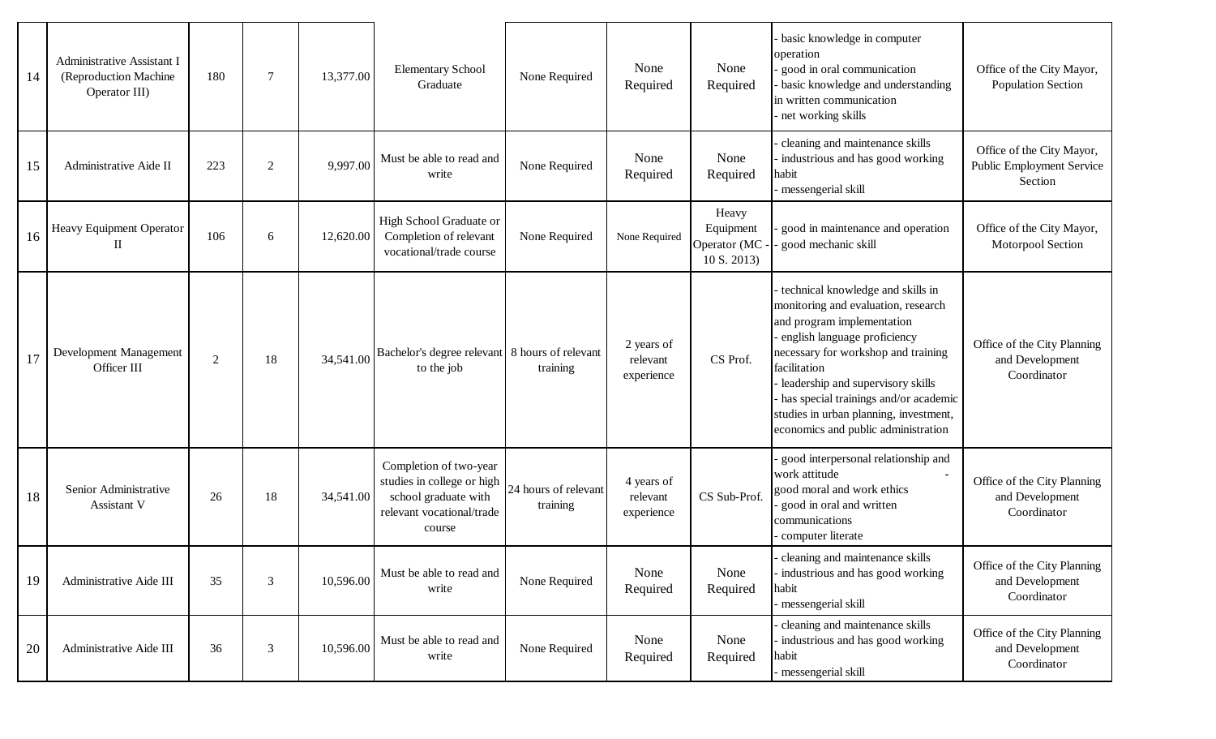| | | | | | | | | | | |
|---|---|---|---|---|---|---|---|---|---|---|
| 14 | Administrative Assistant I (Reproduction Machine Operator III) | 180 | 7 | 13,377.00 | Elementary School Graduate | None Required | None Required | None Required | - basic knowledge in computer operation<br>- good in oral communication<br>- basic knowledge and understanding in written communication<br>- net working skills | Office of the City Mayor, Population Section |
| 15 | Administrative Aide II | 223 | 2 | 9,997.00 | Must be able to read and write | None Required | None Required | None Required | - cleaning and maintenance skills<br>- industrious and has good working habit<br>- messengerial skill | Office of the City Mayor, Public Employment Service Section |
| 16 | Heavy Equipment Operator II | 106 | 6 | 12,620.00 | High School Graduate or Completion of relevant vocational/trade course | None Required | None Required | Heavy Equipment Operator (MC - 10 S. 2013) | - good in maintenance and operation<br>- good mechanic skill | Office of the City Mayor, Motorpool Section |
| 17 | Development Management Officer III | 2 | 18 | 34,541.00 | Bachelor's degree relevant to the job | 8 hours of relevant training | 2 years of relevant experience | CS Prof. | - technical knowledge and skills in monitoring and evaluation, research and program implementation<br>- english language proficiency necessary for workshop and training facilitation<br>- leadership and supervisory skills<br>- has special trainings and/or academic studies in urban planning, investment, economics and public administration | Office of the City Planning and Development Coordinator |
| 18 | Senior Administrative Assistant V | 26 | 18 | 34,541.00 | Completion of two-year studies in college or high school graduate with relevant vocational/trade course | 24 hours of relevant training | 4 years of relevant experience | CS Sub-Prof. | - good interpersonal relationship and work attitude<br>- good moral and work ethics<br>- good in oral and written communications<br>- computer literate | Office of the City Planning and Development Coordinator |
| 19 | Administrative Aide III | 35 | 3 | 10,596.00 | Must be able to read and write | None Required | None Required | None Required | - cleaning and maintenance skills<br>- industrious and has good working habit<br>- messengerial skill | Office of the City Planning and Development Coordinator |
| 20 | Administrative Aide III | 36 | 3 | 10,596.00 | Must be able to read and write | None Required | None Required | None Required | - cleaning and maintenance skills<br>- industrious and has good working habit<br>- messengerial skill | Office of the City Planning and Development Coordinator |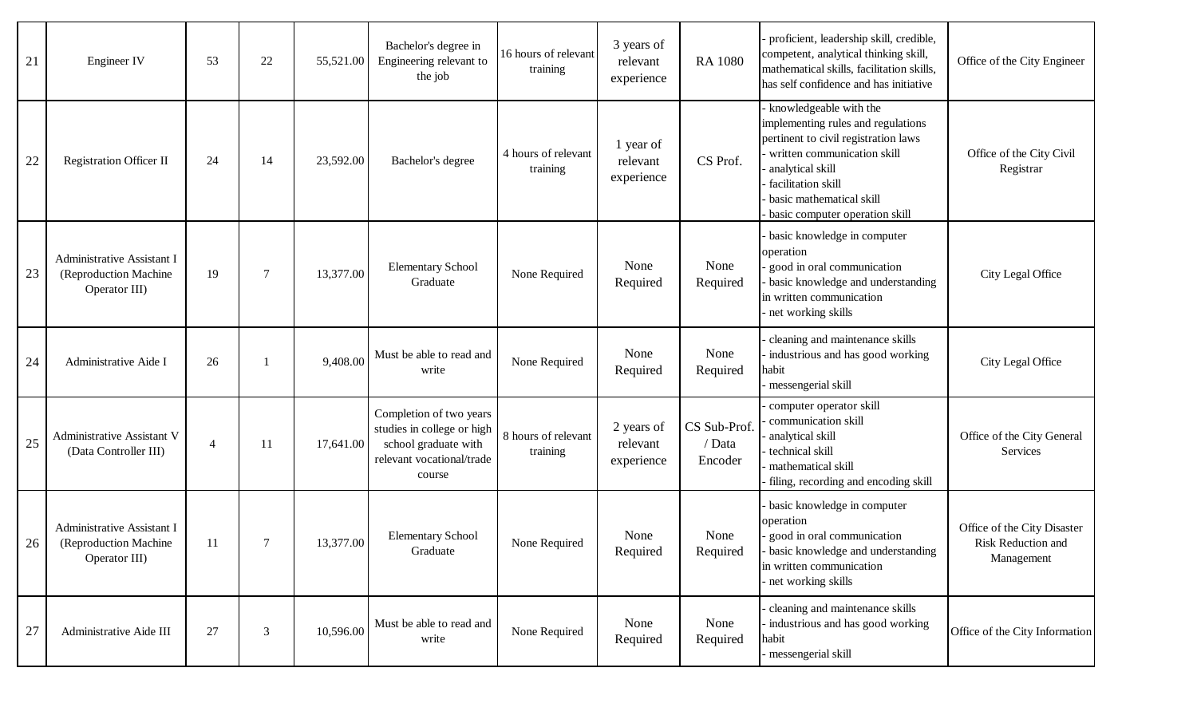| 21 | Engineer IV | 53 | 22 | 55,521.00 | Bachelor's degree in Engineering relevant to the job | 16 hours of relevant training | 3 years of relevant experience | RA 1080 | - proficient, leadership skill, credible, competent, analytical thinking skill, mathematical skills, facilitation skills, has self confidence and has initiative | Office of the City Engineer |
|---|---|---|---|---|---|---|---|---|---|---|
| 22 | Registration Officer II | 24 | 14 | 23,592.00 | Bachelor's degree | 4 hours of relevant training | 1 year of relevant experience | CS Prof. | - knowledgeable with the implementing rules and regulations pertinent to civil registration laws<br>- written communication skill<br>- analytical skill<br>- facilitation skill<br>- basic mathematical skill<br>- basic computer operation skill | Office of the City Civil Registrar |
| 23 | Administrative Assistant I (Reproduction Machine Operator III) | 19 | 7 | 13,377.00 | Elementary School Graduate | None Required | None Required | None Required | - basic knowledge in computer operation<br>- good in oral communication<br>- basic knowledge and understanding in written communication<br>- net working skills | City Legal Office |
| 24 | Administrative Aide I | 26 | 1 | 9,408.00 | Must be able to read and write | None Required | None Required | None Required | - cleaning and maintenance skills<br>- industrious and has good working habit<br>- messengerial skill | City Legal Office |
| 25 | Administrative Assistant V (Data Controller III) | 4 | 11 | 17,641.00 | Completion of two years studies in college or high school graduate with relevant vocational/trade course | 8 hours of relevant training | 2 years of relevant experience | CS Sub-Prof. / Data Encoder | - computer operator skill<br>- communication skill<br>- analytical skill<br>- technical skill<br>- mathematical skill<br>- filing, recording and encoding skill | Office of the City General Services |
| 26 | Administrative Assistant I (Reproduction Machine Operator III) | 11 | 7 | 13,377.00 | Elementary School Graduate | None Required | None Required | None Required | - basic knowledge in computer operation<br>- good in oral communication<br>- basic knowledge and understanding in written communication<br>- net working skills | Office of the City Disaster Risk Reduction and Management |
| 27 | Administrative Aide III | 27 | 3 | 10,596.00 | Must be able to read and write | None Required | None Required | None Required | - cleaning and maintenance skills<br>- industrious and has good working habit<br>- messengerial skill | Office of the City Information |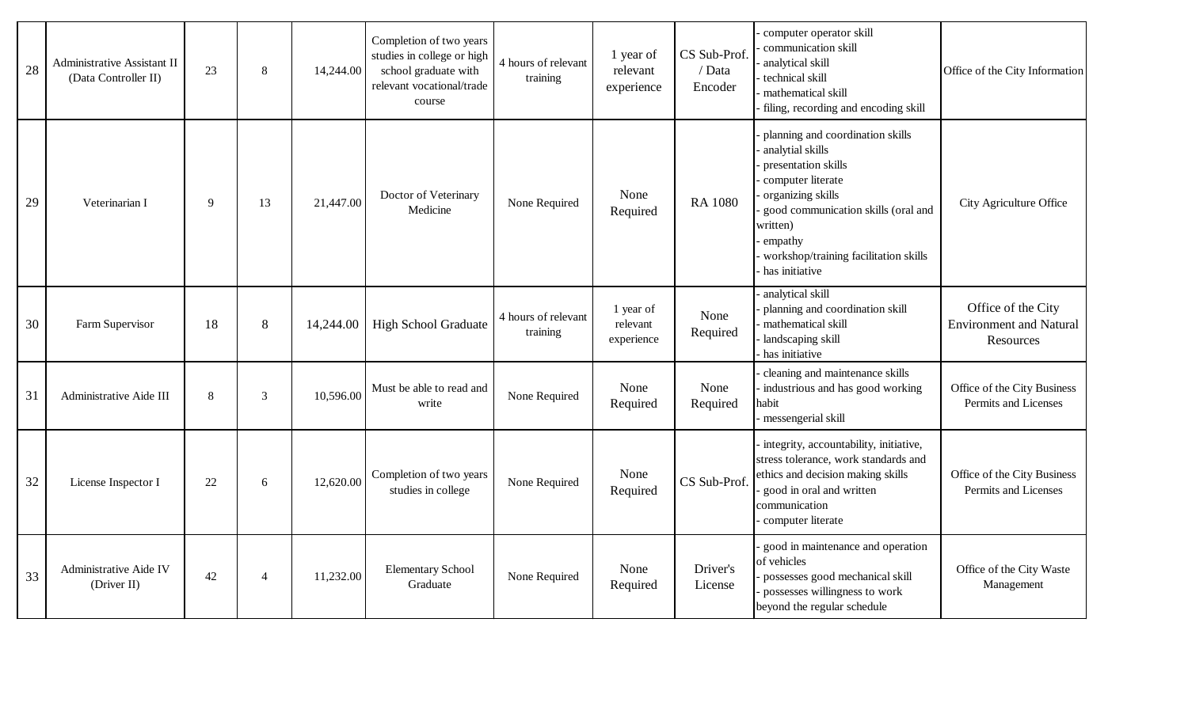| 28 | Administrative Assistant II (Data Controller II) | 23 | 8 | 14,244.00 | Completion of two years studies in college or high school graduate with relevant vocational/trade course | 4 hours of relevant training | 1 year of relevant experience | CS Sub-Prof. / Data Encoder | - computer operator skill<br>- communication skill<br>- analytical skill<br>- technical skill<br>- mathematical skill<br>- filing, recording and encoding skill | Office of the City Information |
|---|---|---|---|---|---|---|---|---|---|---|
| 29 | Veterinarian I | 9 | 13 | 21,447.00 | Doctor of Veterinary Medicine | None Required | None Required | RA 1080 | - planning and coordination skills<br>- analytial skills<br>- presentation skills<br>- computer literate<br>- organizing skills<br>- good communication skills (oral and written)<br>- empathy<br>- workshop/training facilitation skills<br>- has initiative | City Agriculture Office |
| 30 | Farm Supervisor | 18 | 8 | 14,244.00 | High School Graduate | 4 hours of relevant training | 1 year of relevant experience | None Required | - analytical skill<br>- planning and coordination skill<br>- mathematical skill<br>- landscaping skill<br>- has initiative | Office of the City Environment and Natural Resources |
| 31 | Administrative Aide III | 8 | 3 | 10,596.00 | Must be able to read and write | None Required | None Required | None Required | - cleaning and maintenance skills<br>- industrious and has good working habit<br>- messengerial skill | Office of the City Business Permits and Licenses |
| 32 | License Inspector I | 22 | 6 | 12,620.00 | Completion of two years studies in college | None Required | None Required | CS Sub-Prof. | - integrity, accountability, initiative, stress tolerance, work standards and ethics and decision making skills<br>- good in oral and written communication<br>- computer literate | Office of the City Business Permits and Licenses |
| 33 | Administrative Aide IV (Driver II) | 42 | 4 | 11,232.00 | Elementary School Graduate | None Required | None Required | Driver's License | - good in maintenance and operation of vehicles<br>- possesses good mechanical skill<br>- possesses willingness to work beyond the regular schedule | Office of the City Waste Management |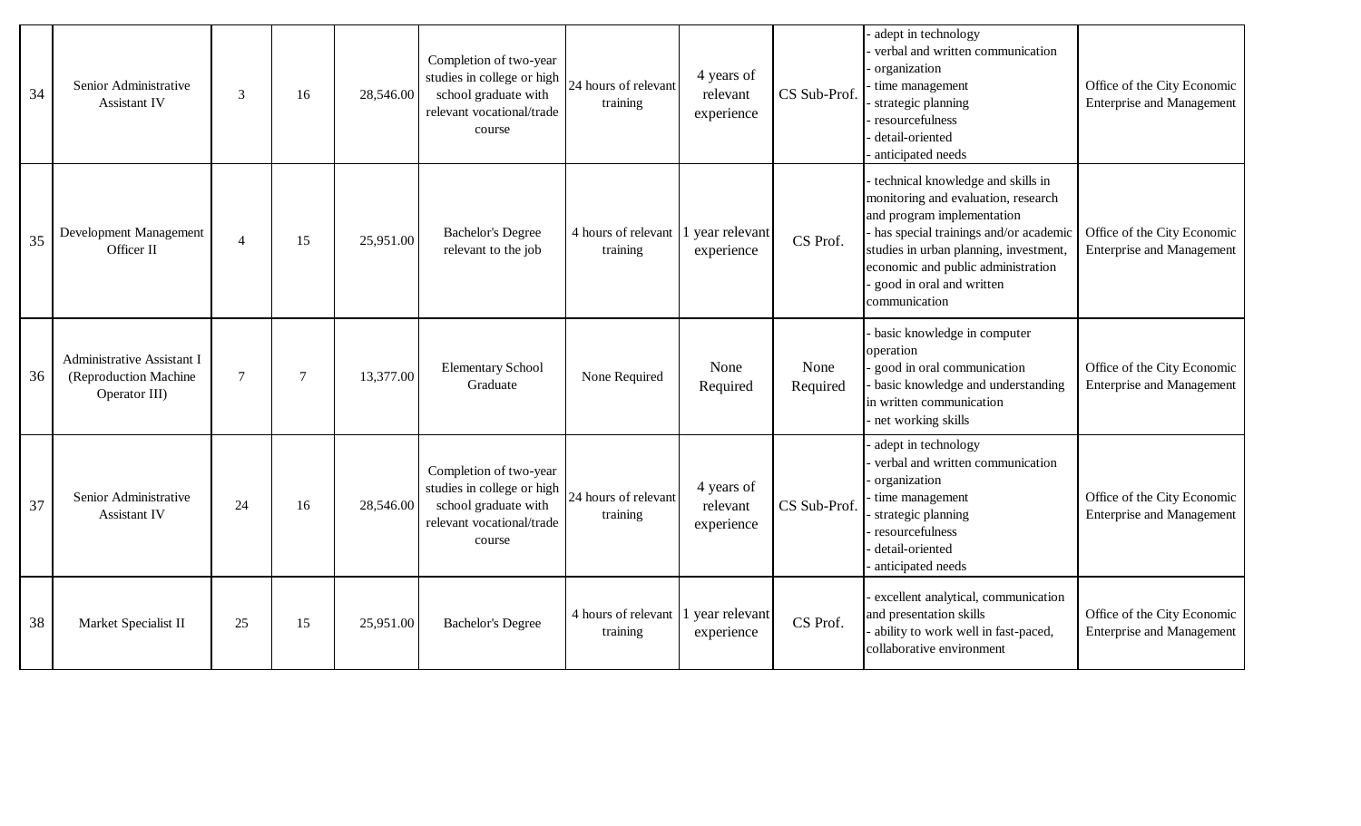| 34 | Senior Administrative Assistant IV | 3 | 16 | 28,546.00 | Completion of two-year studies in college or high school graduate with relevant vocational/trade course | 24 hours of relevant training | 4 years of relevant experience | CS Sub-Prof. | - adept in technology<br>- verbal and written communication<br>- organization<br>- time management<br>- strategic planning<br>- resourcefulness<br>- detail-oriented<br>- anticipated needs | Office of the City Economic Enterprise and Management |
|---|---|---|---|---|---|---|---|---|---|---|
| 35 | Development Management Officer II | 4 | 15 | 25,951.00 | Bachelor's Degree relevant to the job | 4 hours of relevant training | 1 year relevant experience | CS Prof. | - technical knowledge and skills in monitoring and evaluation, research and program implementation<br>- has special trainings and/or academic studies in urban planning, investment, economic and public administration<br>- good in oral and written communication | Office of the City Economic Enterprise and Management |
| 36 | Administrative Assistant I (Reproduction Machine Operator III) | 7 | 7 | 13,377.00 | Elementary School Graduate | None Required | None Required | None Required | - basic knowledge in computer operation<br>- good in oral communication<br>- basic knowledge and understanding in written communication<br>- net working skills | Office of the City Economic Enterprise and Management |
| 37 | Senior Administrative Assistant IV | 24 | 16 | 28,546.00 | Completion of two-year studies in college or high school graduate with relevant vocational/trade course | 24 hours of relevant training | 4 years of relevant experience | CS Sub-Prof. | - adept in technology<br>- verbal and written communication<br>- organization<br>- time management<br>- strategic planning<br>- resourcefulness<br>- detail-oriented<br>- anticipated needs | Office of the City Economic Enterprise and Management |
| 38 | Market Specialist II | 25 | 15 | 25,951.00 | Bachelor's Degree | 4 hours of relevant training | 1 year relevant experience | CS Prof. | - excellent analytical, communication and presentation skills<br>- ability to work well in fast-paced, collaborative environment | Office of the City Economic Enterprise and Management |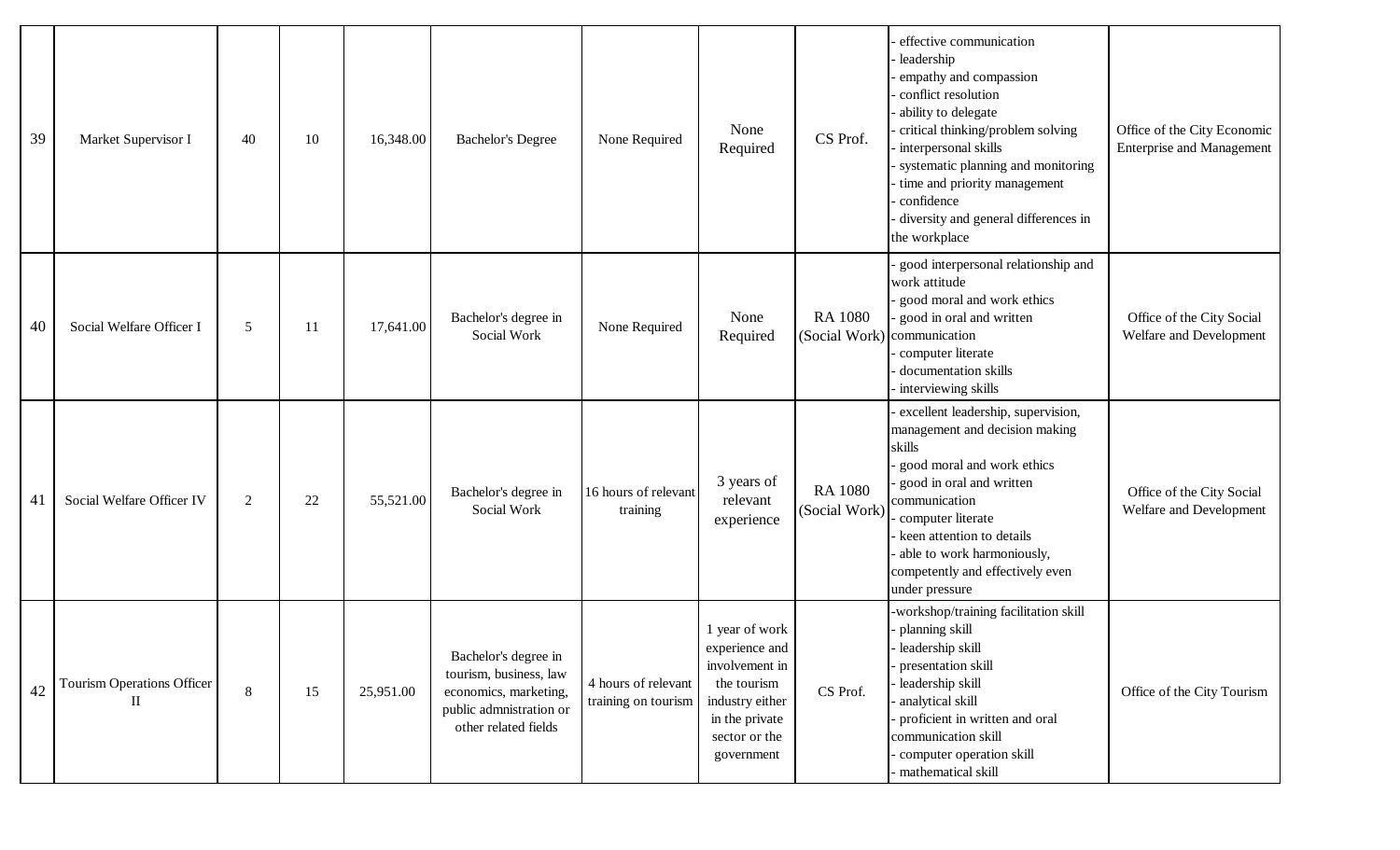| 39 | Market Supervisor I | 40 | 10 | 16,348.00 | Bachelor's Degree | None Required | None Required | CS Prof. | - effective communication<br>- leadership<br>- empathy and compassion<br>- conflict resolution<br>- ability to delegate<br>- critical thinking/problem solving<br>- interpersonal skills<br>- systematic planning and monitoring<br>- time and priority management<br>- confidence<br>- diversity and general differences in the workplace | Office of the City Economic Enterprise and Management |
|---|---|---|---|---|---|---|---|---|---|---|
| 40 | Social Welfare Officer I | 5 | 11 | 17,641.00 | Bachelor's degree in Social Work | None Required | None Required | RA 1080 (Social Work) | - good interpersonal relationship and work attitude<br>- good moral and work ethics<br>- good in oral and written communication<br>- computer literate<br>- documentation skills<br>- interviewing skills | Office of the City Social Welfare and Development |
| 41 | Social Welfare Officer IV | 2 | 22 | 55,521.00 | Bachelor's degree in Social Work | 16 hours of relevant training | 3 years of relevant experience | RA 1080 (Social Work) | - excellent leadership, supervision, management and decision making skills<br>- good moral and work ethics<br>- good in oral and written communication<br>- computer literate<br>- keen attention to details<br>- able to work harmoniously, competently and effectively even under pressure | Office of the City Social Welfare and Development |
| 42 | Tourism Operations Officer II | 8 | 15 | 25,951.00 | Bachelor's degree in tourism, business, law economics, marketing, public admnistration or other related fields | 4 hours of relevant training on tourism | 1 year of work experience and involvement in the tourism industry either in the private sector or the government | CS Prof. | -workshop/training facilitation skill<br>- planning skill<br>- leadership skill<br>- presentation skill<br>- leadership skill<br>- analytical skill<br>- proficient in written and oral communication skill<br>- computer operation skill<br>- mathematical skill | Office of the City Tourism |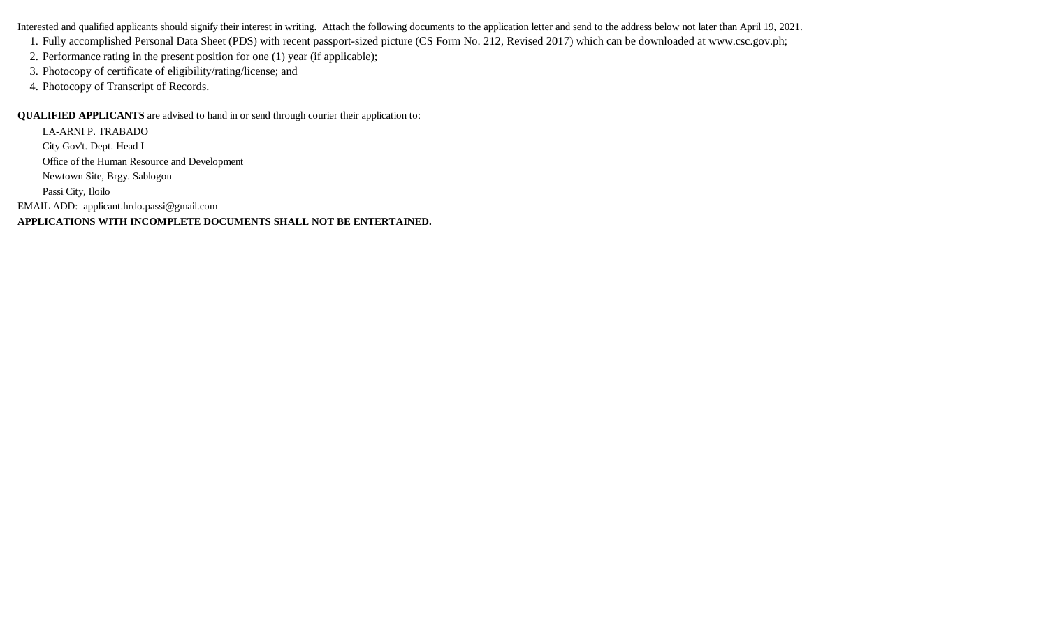Interested and qualified applicants should signify their interest in writing. Attach the following documents to the application letter and send to the address below not later than April 19, 2021.

1. Fully accomplished Personal Data Sheet (PDS) with recent passport-sized picture (CS Form No. 212, Revised 2017) which can be downloaded at www.csc.gov.ph;
2. Performance rating in the present position for one (1) year (if applicable);
3. Photocopy of certificate of eligibility/rating/license; and
4. Photocopy of Transcript of Records.

**QUALIFIED APPLICANTS** are advised to hand in or send through courier their application to:

LA-ARNI P. TRABADO
City Gov't. Dept. Head I
Office of the Human Resource and Development
Newtown Site, Brgy. Sablogon
Passi City, Iloilo

EMAIL ADD: applicant.hrdo.passi@gmail.com

**APPLICATIONS WITH INCOMPLETE DOCUMENTS SHALL NOT BE ENTERTAINED.**